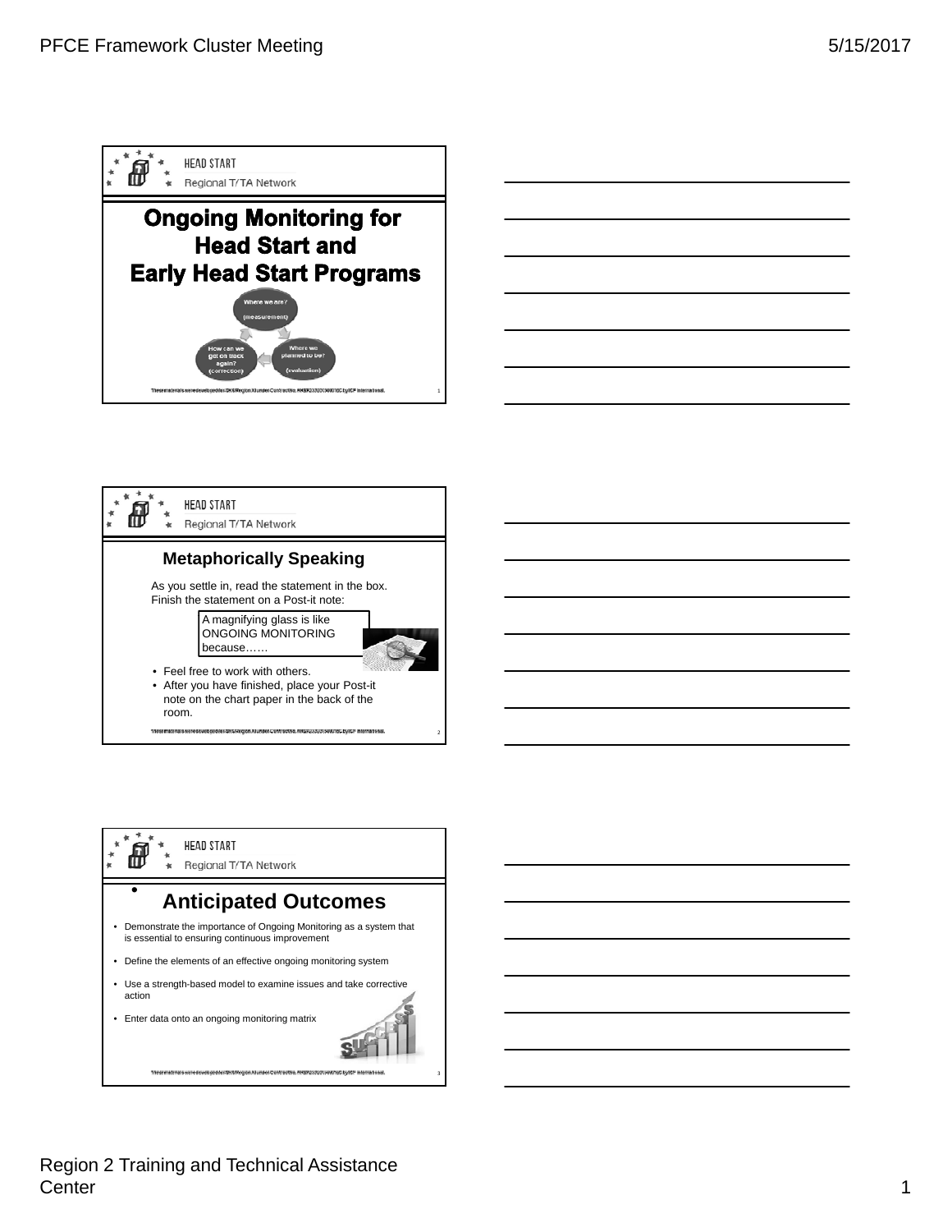## Ongoing Monitoring for Head Start and Early Head Start Programs

Where we are? (measurement)

Where we planned to be? (evaluation)

How can we get on track again? (correction)

## Metaphorically Speaking

As you settle in, read the statement in the box. Finish the statement on a Post-it note:

A magnifying glass is like ONGOING MONITORING because……

- Feel free to work with others.
- After you have finished, place your Post-it note on the chart paper in the back of the room.

## Anticipated Outcomes

- Demonstrate the importance of Ongoing Monitoring as a system that is essential to ensuring continuous improvement
- Define the elements of an effective ongoing monitoring system
- Use a strength-based model to examine issues and take corrective action
- Enter data onto an ongoing monitoring matrix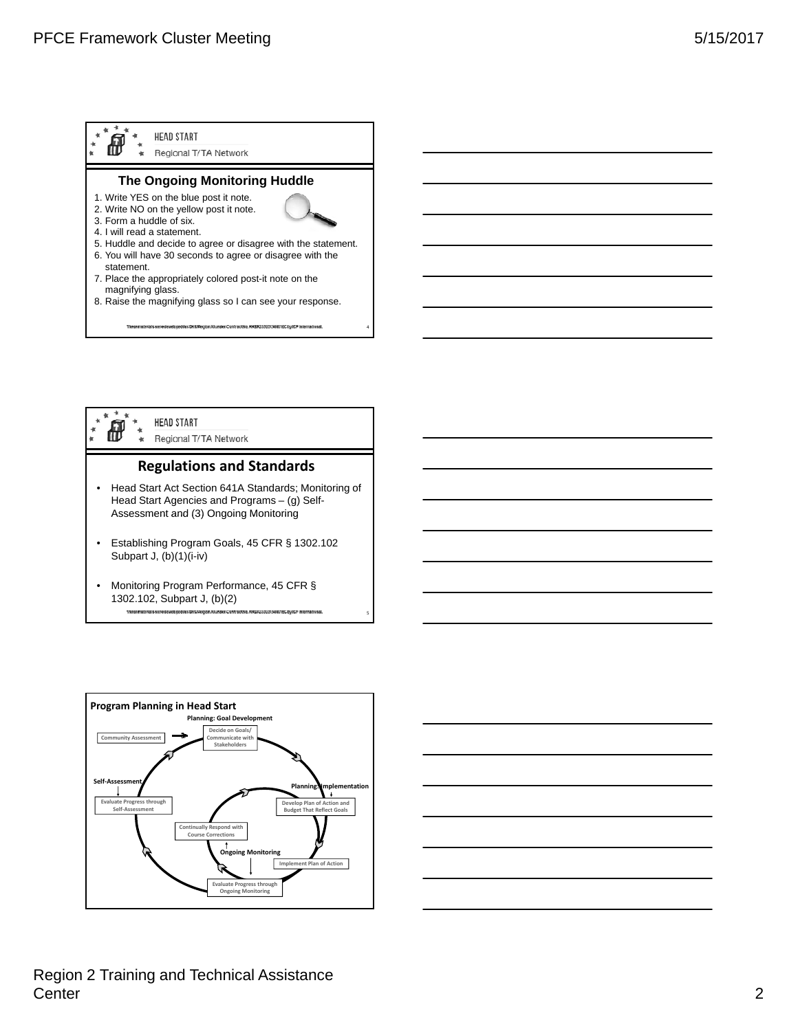## The Ongoing Monitoring Huddle

1. Write YES on the blue post it note.
2. Write NO on the yellow post it note.
3. Form a huddle of six.
4. I will read a statement.
5. Huddle and decide to agree or disagree with the statement.
6. You will have 30 seconds to agree or disagree with the statement.
7. Place the appropriately colored post-it note on the magnifying glass.
8. Raise the magnifying glass so I can see your response.

## Regulations and Standards

- Head Start Act Section 641A Standards; Monitoring of Head Start Agencies and Programs – (g) Self-Assessment and (3) Ongoing Monitoring
- Establishing Program Goals, 45 CFR § 1302.102 Subpart J, (b)(1)(i-iv)
- Monitoring Program Performance, 45 CFR § 1302.102, Subpart J, (b)(2)

## Program Planning in Head Start

**Planning: Goal Development**

- Community Assessment → Decide on Goals/ Communicate with Stakeholders

**Planning: Implementation**

- Develop Plan of Action and Budget That Reflect Goals
- Implement Plan of Action

**Ongoing Monitoring**

- Evaluate Progress through Ongoing Monitoring
- Continually Respond with Course Corrections

**Self-Assessment**

- Evaluate Progress through Self-Assessment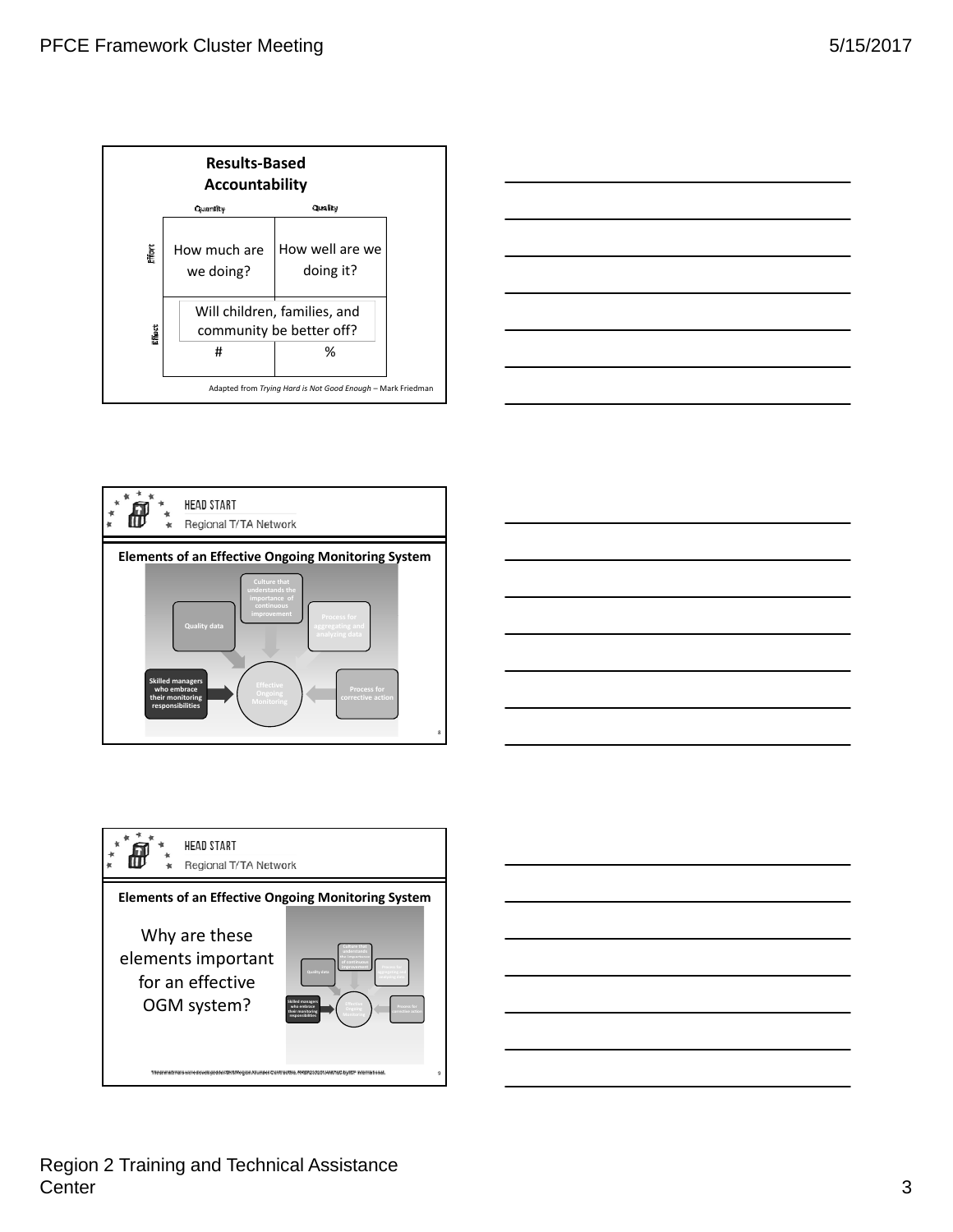## Results-Based Accountability

| | Quantity | Quality |
|---|---|---|
| Effort | How much are we doing? | How well are we doing it? |
| Effect | Will children, families, and community be better off? # | % |

Adapted from *Trying Hard is Not Good Enough* – Mark Friedman

---

HEAD START
Regional T/TA Network

## Elements of an Effective Ongoing Monitoring System

- Culture that understands the importance of continuous improvement
- Quality data
- Process for aggregating and analyzing data
- Skilled managers who embrace their monitoring responsibilities
- Process for corrective action
- Effective Ongoing Monitoring

8

---

HEAD START
Regional T/TA Network

## Elements of an Effective Ongoing Monitoring System

Why are these elements important for an effective OGM system?

- Culture that understands the importance of continuous improvement
- Quality data
- Process for aggregating and analyzing data
- Skilled managers who embrace their monitoring responsibilities
- Process for corrective action
- Effective Ongoing Monitoring

9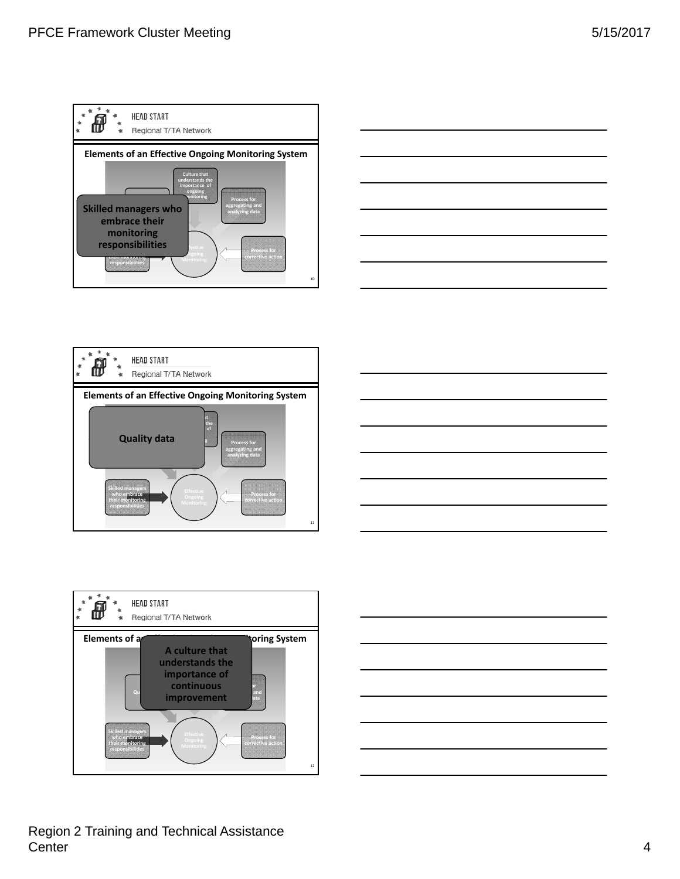**Slide 10**

HEAD START
Regional T/TA Network

## Elements of an Effective Ongoing Monitoring System

- Culture that understands the importance of ongoing monitoring
- Process for aggregating and analyzing data
- Skilled managers who embrace their monitoring responsibilities
- Effective Ongoing Monitoring
- Process for corrective action

**Skilled managers who embrace their monitoring responsibilities**

---

**Slide 11**

HEAD START
Regional T/TA Network

## Elements of an Effective Ongoing Monitoring System

- Process for aggregating and analyzing data
- Skilled managers who embrace their monitoring responsibilities
- Effective Ongoing Monitoring
- Process for corrective action

**Quality data**

---

**Slide 12**

HEAD START
Regional T/TA Network

## Elements of an Effective Ongoing Monitoring System

- Skilled managers who embrace their monitoring responsibilities
- Effective Ongoing Monitoring
- Process for corrective action

**A culture that understands the importance of continuous improvement**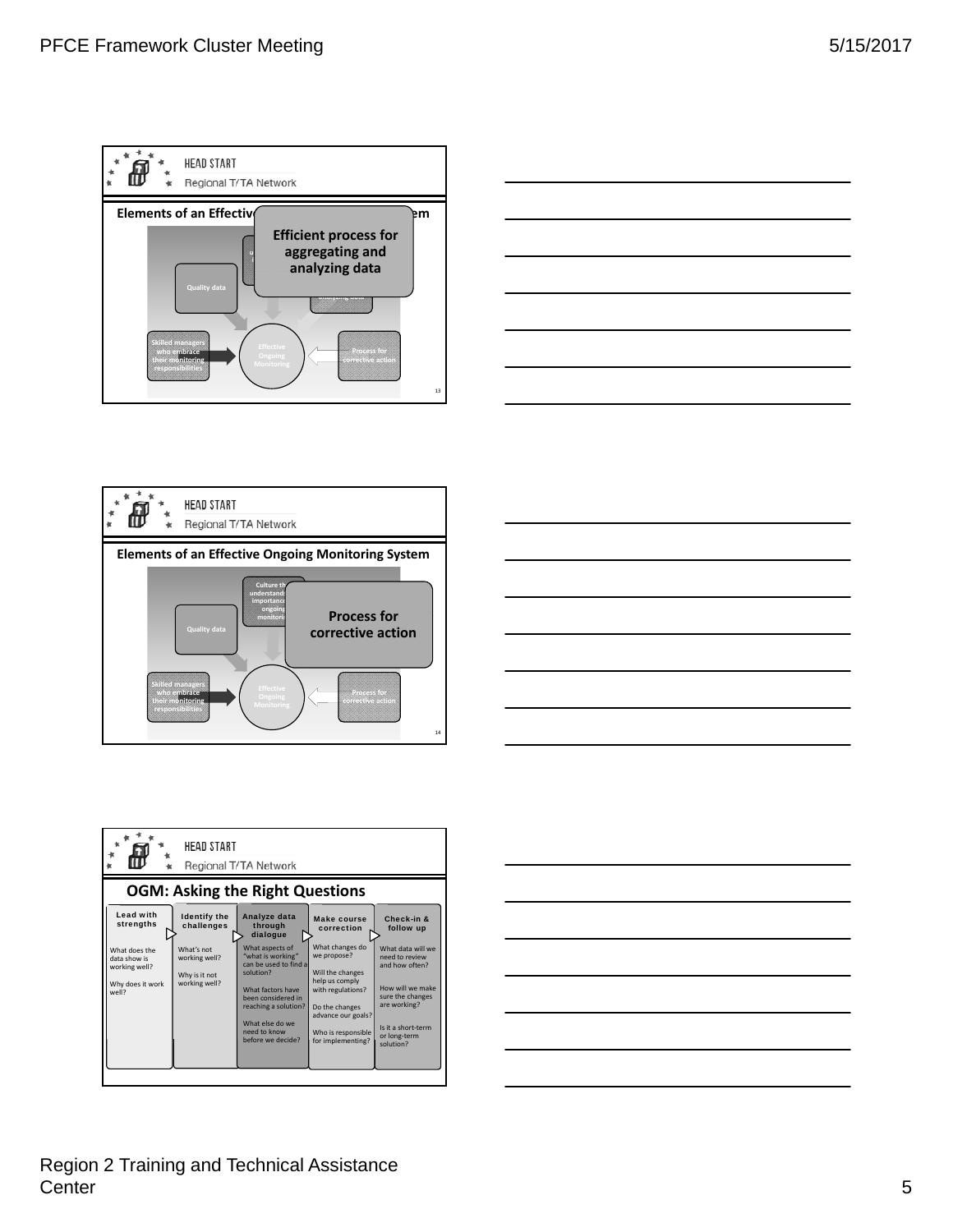HEAD START

Regional T/TA Network

**Elements of an Effective Ongoing Monitoring System**

**Efficient process for aggregating and analyzing data**

Quality data

Skilled managers who embrace their monitoring responsibilities

Effective Ongoing Monitoring

Process for corrective action

13

---

HEAD START

Regional T/TA Network

**Elements of an Effective Ongoing Monitoring System**

Culture that understands importance of ongoing monitoring

**Process for corrective action**

Quality data

Skilled managers who embrace their monitoring responsibilities

Effective Ongoing Monitoring

Process for corrective action

14

---

HEAD START

Regional T/TA Network

## OGM: Asking the Right Questions

| Lead with strengths | Identify the challenges | Analyze data through dialogue | Make course correction | Check-in & follow up |
|---|---|---|---|---|
| What does the data show is working well?<br><br>Why does it work well? | What's not working well?<br><br>Why is it not working well? | What aspects of "what is working" can be used to find a solution?<br><br>What factors have been considered in reaching a solution?<br><br>What else do we need to know before we decide? | What changes do we propose?<br><br>Will the changes help us comply with regulations?<br><br>Do the changes advance our goals?<br><br>Who is responsible for implementing? | What data will we need to review and how often?<br><br>How will we make sure the changes are working?<br><br>Is it a short-term or long-term solution? |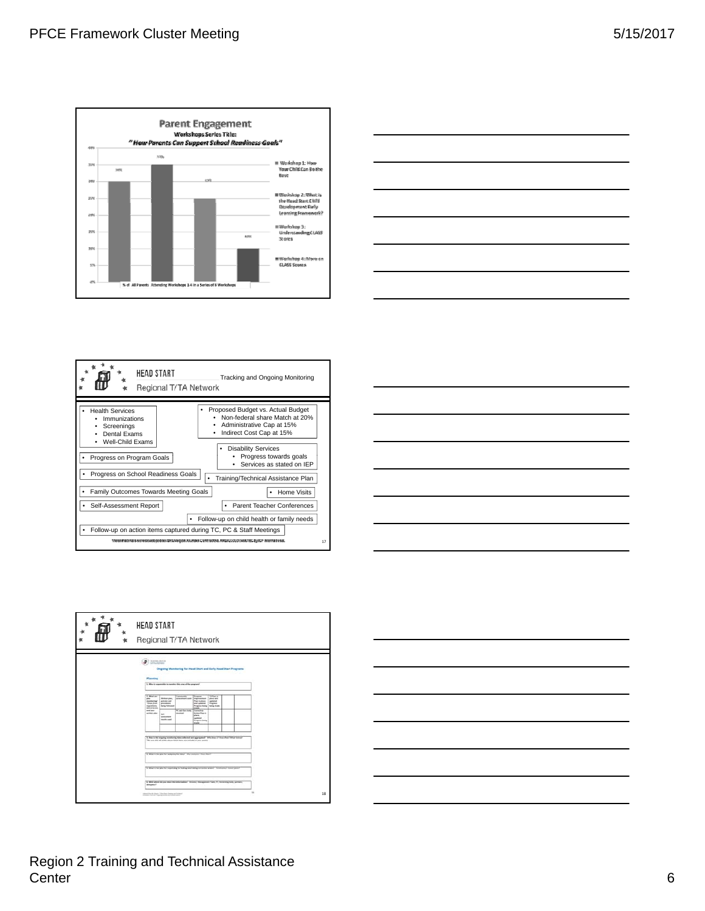## Parent Engagement

**Workshops Series Title:**

***"How Parents Can Support School Readiness Goals"***

| Workshop | % of All Parents Attending Workshops 1-4 in a Series of 8 Workshops |
|---|---|
| Workshop 1: How Your Child Can Be the Best | 30% |
| Workshop 2: What is the Head Start Child Development Early Learning Framework? | 35% |
| Workshop 3: Understanding CLASS Scores | 25% |
| Workshop 4: More on CLASS Scores | 10% |

---

**HEAD START**
Regional T/TA Network

### Tracking and Ongoing Monitoring

- Health Services
  - Immunizations
  - Screenings
  - Dental Exams
  - Well-Child Exams
- Proposed Budget vs. Actual Budget
  - Non-federal share Match at 20%
  - Administrative Cap at 15%
  - Indirect Cost Cap at 15%
- Disability Services
  - Progress towards goals
  - Services as stated on IEP
- Progress on Program Goals
- Progress on School Readiness Goals
- Training/Technical Assistance Plan
- Family Outcomes Towards Meeting Goals
- Home Visits
- Self-Assessment Report
- Parent Teacher Conferences
- Follow-up on child health or family needs
- Follow-up on action items captured during TC, PC & Staff Meetings

---

**HEAD START**
Regional T/TA Network

### Ongoing Monitoring for Head Start and Early Head Start Programs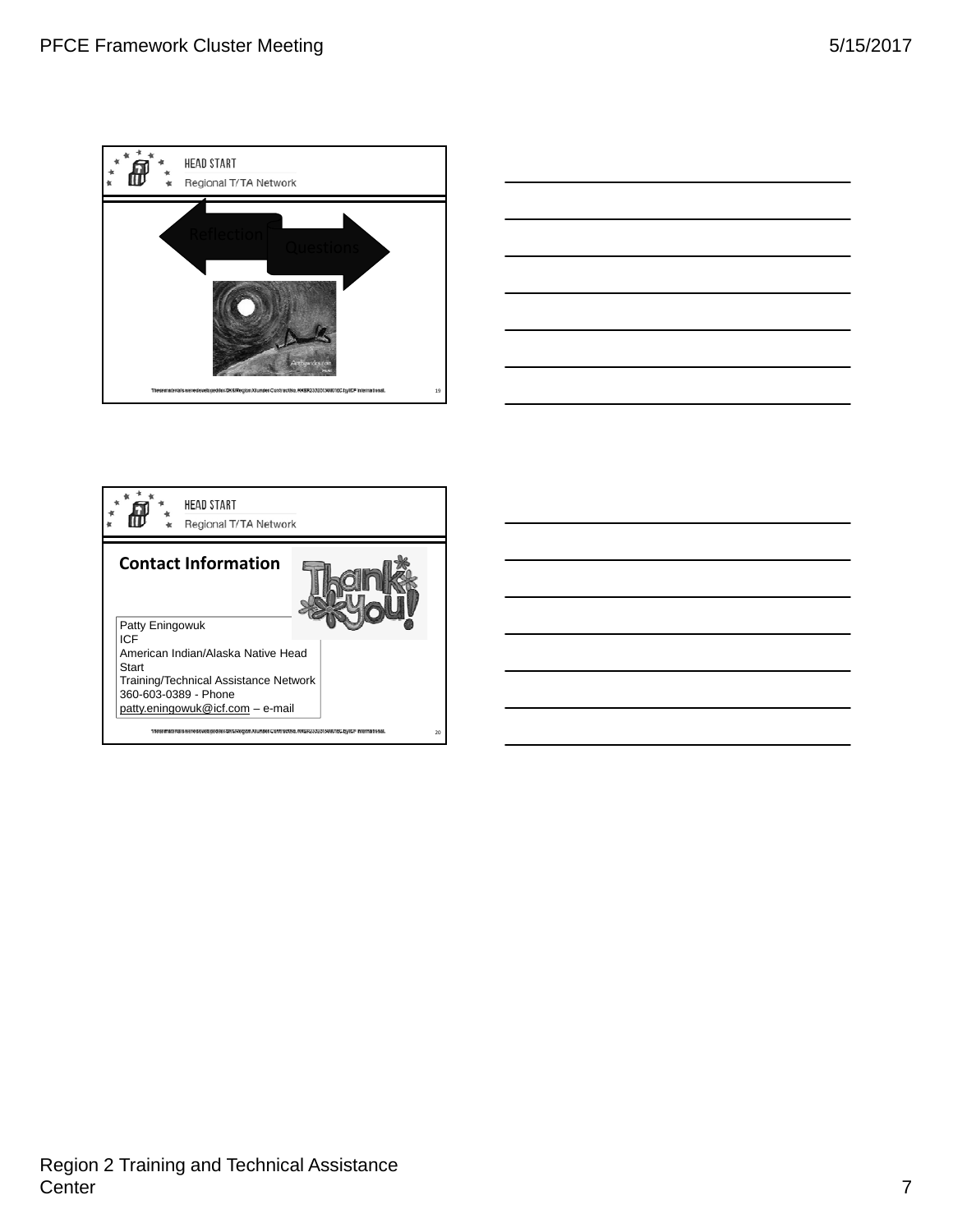HEAD START

Regional T/TA Network

Reflection

Questions

These materials were developed for OHS Region XI under Contract No. HHSP233201500070C by ICF International.

19

HEAD START

Regional T/TA Network

**Contact Information**

Patty Eningowuk
ICF
American Indian/Alaska Native Head Start
Training/Technical Assistance Network
360-603-0389 - Phone
patty.eningowuk@icf.com – e-mail

Thank you!

These materials were developed for OHS Region XI under Contract No. HHSP233201500070C by ICF International.

20